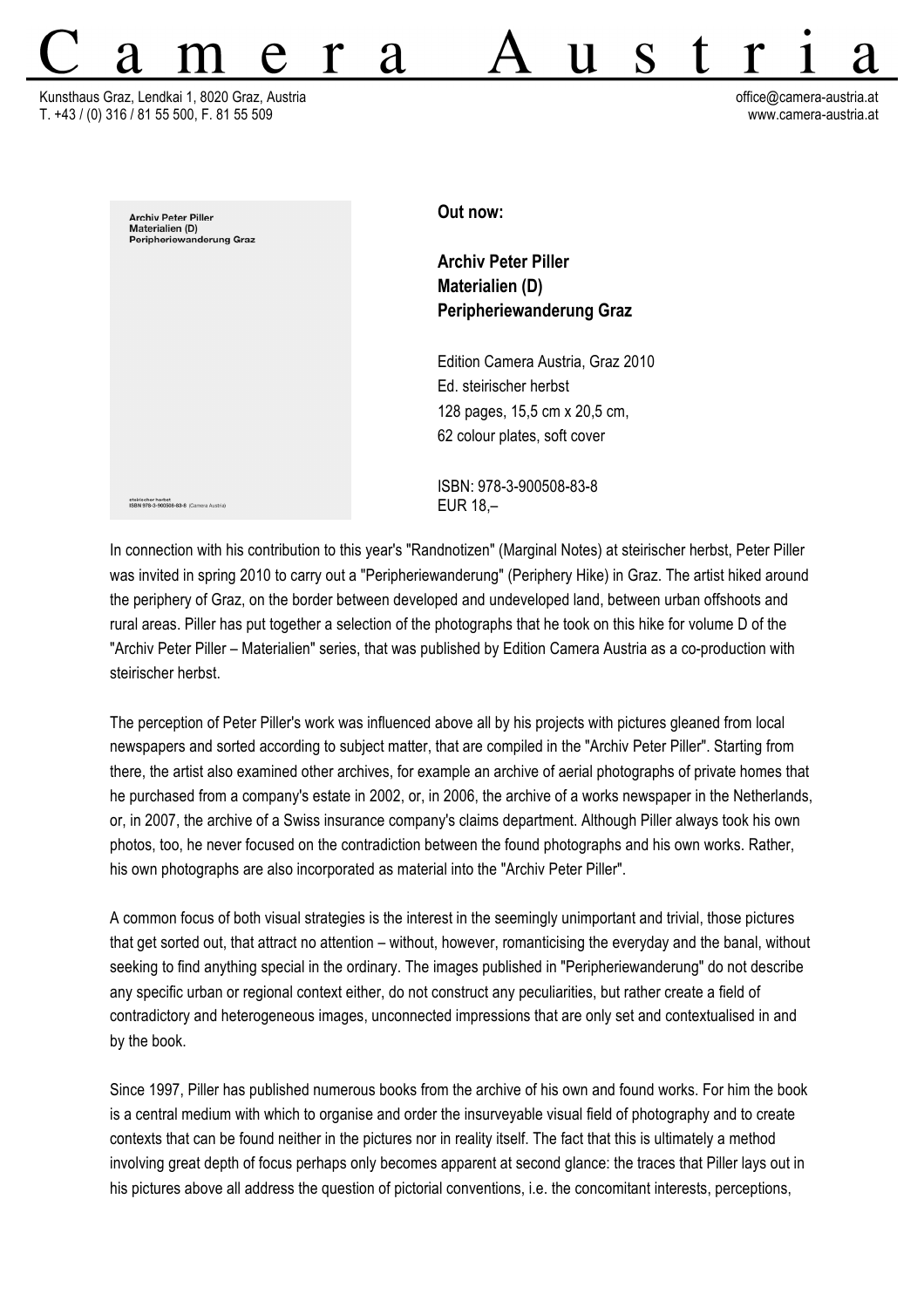# C a m e r a A u s t r i a

Kunsthaus Graz, Lendkai 1, 8020 Graz, Austria
T. +43 / (0) 316 / 81 55 500, F. 81 55 509

office@camera-austria.at
www.camera-austria.at

**Archiv Peter Piller**
**Materialien (D)**
**Peripheriewanderung Graz**

steirischer herbst
ISBN 978-3-900508-83-8 (Camera Austria)

**Out now:**

**Archiv Peter Piller**
**Materialien (D)**
**Peripheriewanderung Graz**

Edition Camera Austria, Graz 2010
Ed. steirischer herbst
128 pages, 15,5 cm x 20,5 cm,
62 colour plates, soft cover

ISBN: 978-3-900508-83-8
EUR 18,–

In connection with his contribution to this year's "Randnotizen" (Marginal Notes) at steirischer herbst, Peter Piller was invited in spring 2010 to carry out a "Peripheriewanderung" (Periphery Hike) in Graz. The artist hiked around the periphery of Graz, on the border between developed and undeveloped land, between urban offshoots and rural areas. Piller has put together a selection of the photographs that he took on this hike for volume D of the "Archiv Peter Piller – Materialien" series, that was published by Edition Camera Austria as a co-production with steirischer herbst.

The perception of Peter Piller's work was influenced above all by his projects with pictures gleaned from local newspapers and sorted according to subject matter, that are compiled in the "Archiv Peter Piller". Starting from there, the artist also examined other archives, for example an archive of aerial photographs of private homes that he purchased from a company's estate in 2002, or, in 2006, the archive of a works newspaper in the Netherlands, or, in 2007, the archive of a Swiss insurance company's claims department. Although Piller always took his own photos, too, he never focused on the contradiction between the found photographs and his own works. Rather, his own photographs are also incorporated as material into the "Archiv Peter Piller".

A common focus of both visual strategies is the interest in the seemingly unimportant and trivial, those pictures that get sorted out, that attract no attention – without, however, romanticising the everyday and the banal, without seeking to find anything special in the ordinary. The images published in "Peripheriewanderung" do not describe any specific urban or regional context either, do not construct any peculiarities, but rather create a field of contradictory and heterogeneous images, unconnected impressions that are only set and contextualised in and by the book.

Since 1997, Piller has published numerous books from the archive of his own and found works. For him the book is a central medium with which to organise and order the insurveyable visual field of photography and to create contexts that can be found neither in the pictures nor in reality itself. The fact that this is ultimately a method involving great depth of focus perhaps only becomes apparent at second glance: the traces that Piller lays out in his pictures above all address the question of pictorial conventions, i.e. the concomitant interests, perceptions,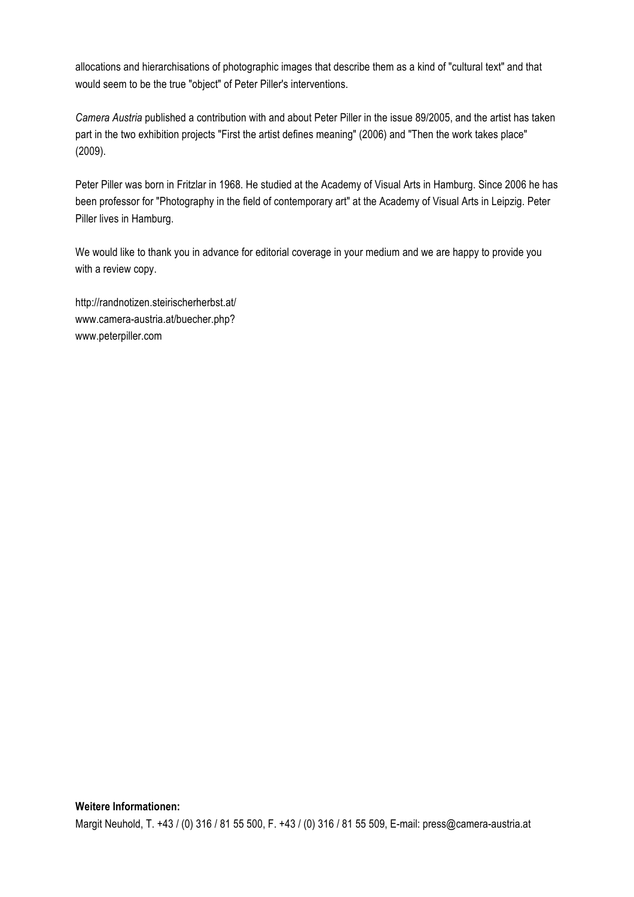allocations and hierarchisations of photographic images that describe them as a kind of "cultural text" and that would seem to be the true "object" of Peter Piller's interventions.

*Camera Austria* published a contribution with and about Peter Piller in the issue 89/2005, and the artist has taken part in the two exhibition projects "First the artist defines meaning" (2006) and "Then the work takes place" (2009).

Peter Piller was born in Fritzlar in 1968. He studied at the Academy of Visual Arts in Hamburg. Since 2006 he has been professor for "Photography in the field of contemporary art" at the Academy of Visual Arts in Leipzig. Peter Piller lives in Hamburg.

We would like to thank you in advance for editorial coverage in your medium and we are happy to provide you with a review copy.

http://randnotizen.steirischerherbst.at/
www.camera-austria.at/buecher.php?
www.peterpiller.com

**Weitere Informationen:**
Margit Neuhold, T. +43 / (0) 316 / 81 55 500, F. +43 / (0) 316 / 81 55 509, E-mail: press@camera-austria.at